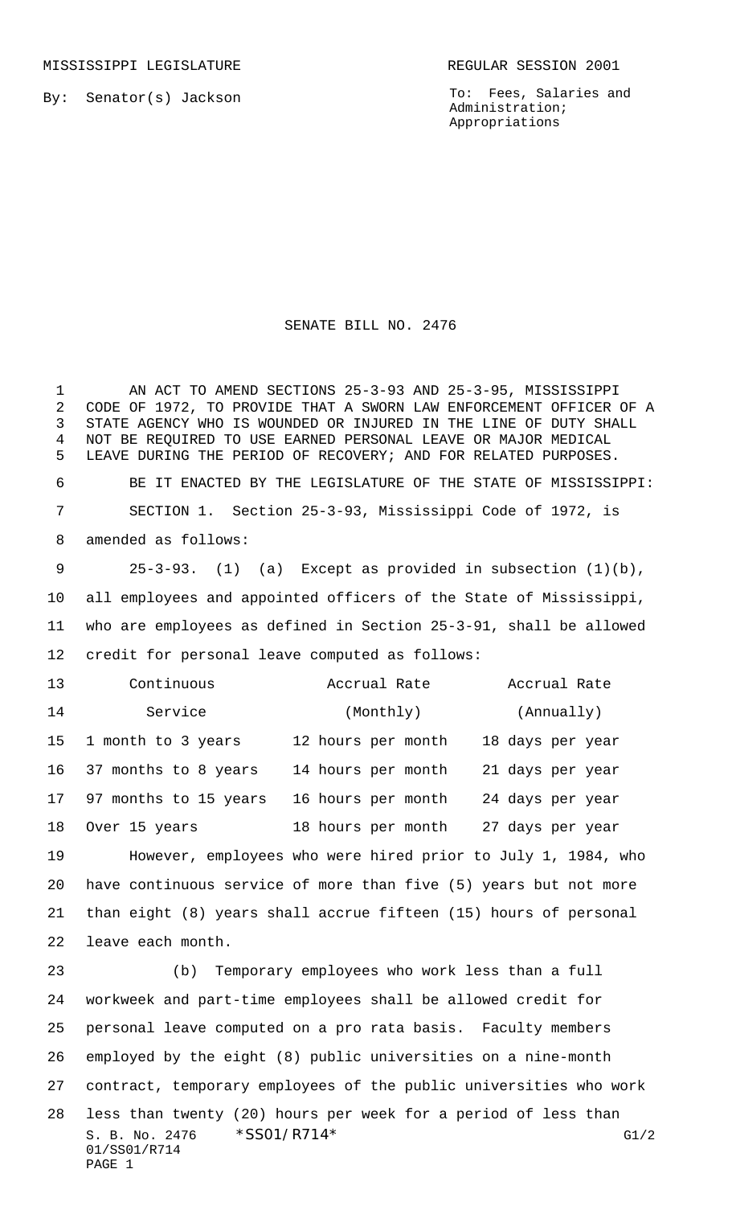MISSISSIPPI LEGISLATURE REGULAR SESSION 2001

By: Senator(s) Jackson

To: Fees, Salaries and Administration; Appropriations

# SENATE BILL NO. 2476

AN ACT TO AMEND SECTIONS 25-3-93 AND 25-3-95, MISSISSIPPI CODE OF 1972, TO PROVIDE THAT A SWORN LAW ENFORCEMENT OFFICER OF A STATE AGENCY WHO IS WOUNDED OR INJURED IN THE LINE OF DUTY SHALL NOT BE REQUIRED TO USE EARNED PERSONAL LEAVE OR MAJOR MEDICAL LEAVE DURING THE PERIOD OF RECOVERY; AND FOR RELATED PURPOSES.

BE IT ENACTED BY THE LEGISLATURE OF THE STATE OF MISSISSIPPI:

SECTION 1. Section 25-3-93, Mississippi Code of 1972, is amended as follows:

25-3-93. (1) (a) Except as provided in subsection (1)(b), all employees and appointed officers of the State of Mississippi, who are employees as defined in Section 25-3-91, shall be allowed credit for personal leave computed as follows:

| Continuous Service | Accrual Rate (Monthly) | Accrual Rate (Annually) |
|---|---|---|
| 1 month to 3 years | 12 hours per month | 18 days per year |
| 37 months to 8 years | 14 hours per month | 21 days per year |
| 97 months to 15 years | 16 hours per month | 24 days per year |
| Over 15 years | 18 hours per month | 27 days per year |

However, employees who were hired prior to July 1, 1984, who have continuous service of more than five (5) years but not more than eight (8) years shall accrue fifteen (15) hours of personal leave each month.

(b) Temporary employees who work less than a full workweek and part-time employees shall be allowed credit for personal leave computed on a pro rata basis. Faculty members employed by the eight (8) public universities on a nine-month contract, temporary employees of the public universities who work less than twenty (20) hours per week for a period of less than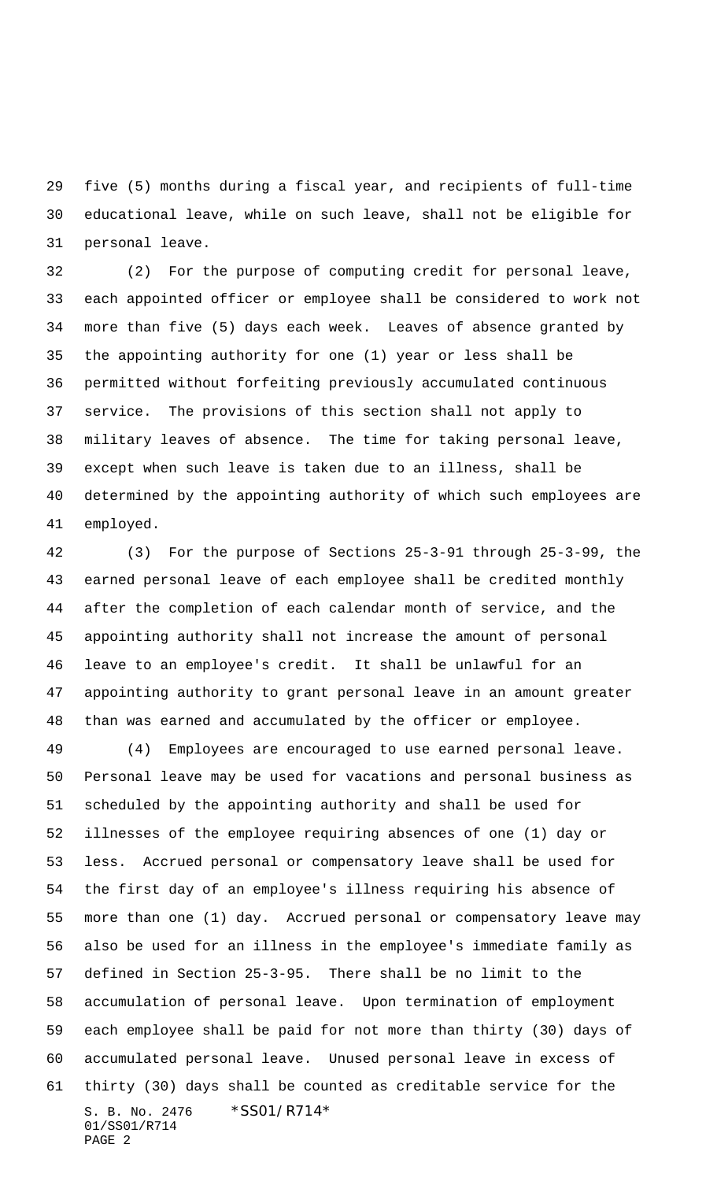five (5) months during a fiscal year, and recipients of full-time educational leave, while on such leave, shall not be eligible for personal leave.

(2) For the purpose of computing credit for personal leave, each appointed officer or employee shall be considered to work not more than five (5) days each week. Leaves of absence granted by the appointing authority for one (1) year or less shall be permitted without forfeiting previously accumulated continuous service. The provisions of this section shall not apply to military leaves of absence. The time for taking personal leave, except when such leave is taken due to an illness, shall be determined by the appointing authority of which such employees are employed.

(3) For the purpose of Sections 25-3-91 through 25-3-99, the earned personal leave of each employee shall be credited monthly after the completion of each calendar month of service, and the appointing authority shall not increase the amount of personal leave to an employee's credit. It shall be unlawful for an appointing authority to grant personal leave in an amount greater than was earned and accumulated by the officer or employee.

(4) Employees are encouraged to use earned personal leave. Personal leave may be used for vacations and personal business as scheduled by the appointing authority and shall be used for illnesses of the employee requiring absences of one (1) day or less. Accrued personal or compensatory leave shall be used for the first day of an employee's illness requiring his absence of more than one (1) day. Accrued personal or compensatory leave may also be used for an illness in the employee's immediate family as defined in Section 25-3-95. There shall be no limit to the accumulation of personal leave. Upon termination of employment each employee shall be paid for not more than thirty (30) days of accumulated personal leave. Unused personal leave in excess of thirty (30) days shall be counted as creditable service for the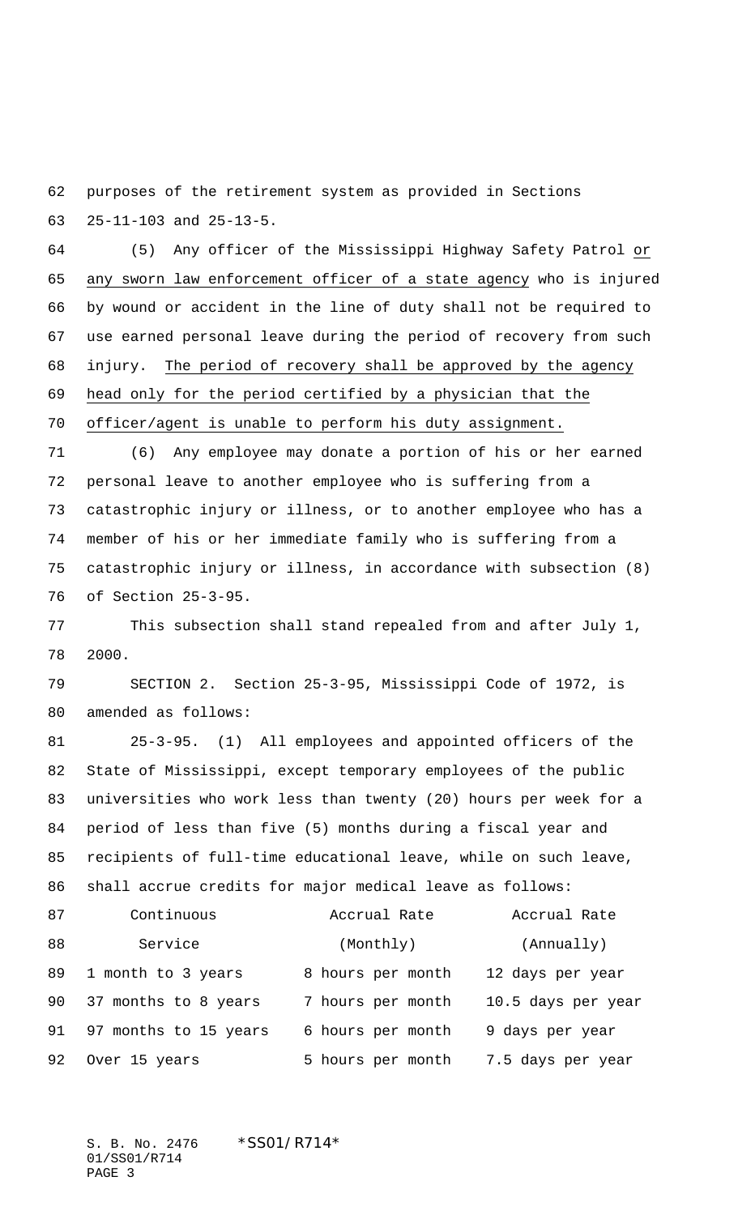purposes of the retirement system as provided in Sections 25-11-103 and 25-13-5.

(5) Any officer of the Mississippi Highway Safety Patrol <u>or any sworn law enforcement officer of a state agency</u> who is injured by wound or accident in the line of duty shall not be required to use earned personal leave during the period of recovery from such injury. <u>The period of recovery shall be approved by the agency head only for the period certified by a physician that the officer/agent is unable to perform his duty assignment.</u>

(6) Any employee may donate a portion of his or her earned personal leave to another employee who is suffering from a catastrophic injury or illness, or to another employee who has a member of his or her immediate family who is suffering from a catastrophic injury or illness, in accordance with subsection (8) of Section 25-3-95.

This subsection shall stand repealed from and after July 1, 2000.

SECTION 2. Section 25-3-95, Mississippi Code of 1972, is amended as follows:

25-3-95. (1) All employees and appointed officers of the State of Mississippi, except temporary employees of the public universities who work less than twenty (20) hours per week for a period of less than five (5) months during a fiscal year and recipients of full-time educational leave, while on such leave, shall accrue credits for major medical leave as follows:

| Continuous Service | Accrual Rate (Monthly) | Accrual Rate (Annually) |
|---|---|---|
| 1 month to 3 years | 8 hours per month | 12 days per year |
| 37 months to 8 years | 7 hours per month | 10.5 days per year |
| 97 months to 15 years | 6 hours per month | 9 days per year |
| Over 15 years | 5 hours per month | 7.5 days per year |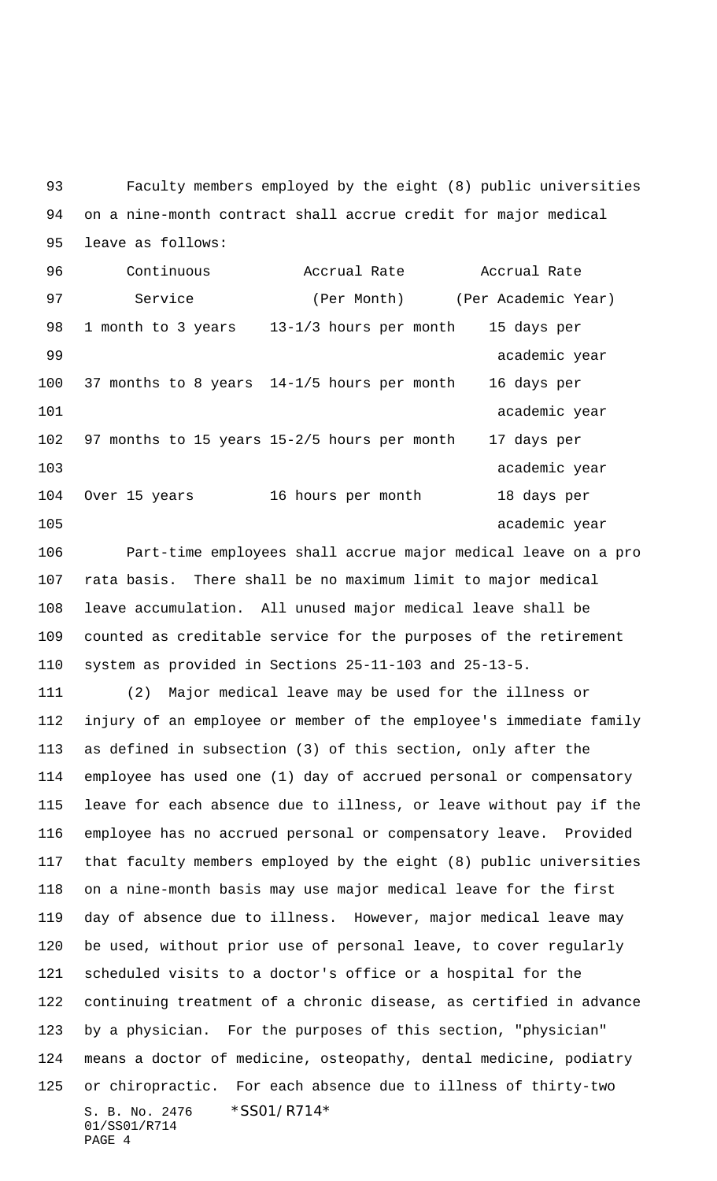Faculty members employed by the eight (8) public universities on a nine-month contract shall accrue credit for major medical leave as follows:

| Continuous Service | Accrual Rate (Per Month) | Accrual Rate (Per Academic Year) |
| --- | --- | --- |
| 1 month to 3 years | 13-1/3 hours per month | 15 days per academic year |
| 37 months to 8 years | 14-1/5 hours per month | 16 days per academic year |
| 97 months to 15 years | 15-2/5 hours per month | 17 days per academic year |
| Over 15 years | 16 hours per month | 18 days per academic year |

Part-time employees shall accrue major medical leave on a pro rata basis. There shall be no maximum limit to major medical leave accumulation. All unused major medical leave shall be counted as creditable service for the purposes of the retirement system as provided in Sections 25-11-103 and 25-13-5.

(2) Major medical leave may be used for the illness or injury of an employee or member of the employee's immediate family as defined in subsection (3) of this section, only after the employee has used one (1) day of accrued personal or compensatory leave for each absence due to illness, or leave without pay if the employee has no accrued personal or compensatory leave. Provided that faculty members employed by the eight (8) public universities on a nine-month basis may use major medical leave for the first day of absence due to illness. However, major medical leave may be used, without prior use of personal leave, to cover regularly scheduled visits to a doctor's office or a hospital for the continuing treatment of a chronic disease, as certified in advance by a physician. For the purposes of this section, "physician" means a doctor of medicine, osteopathy, dental medicine, podiatry or chiropractic. For each absence due to illness of thirty-two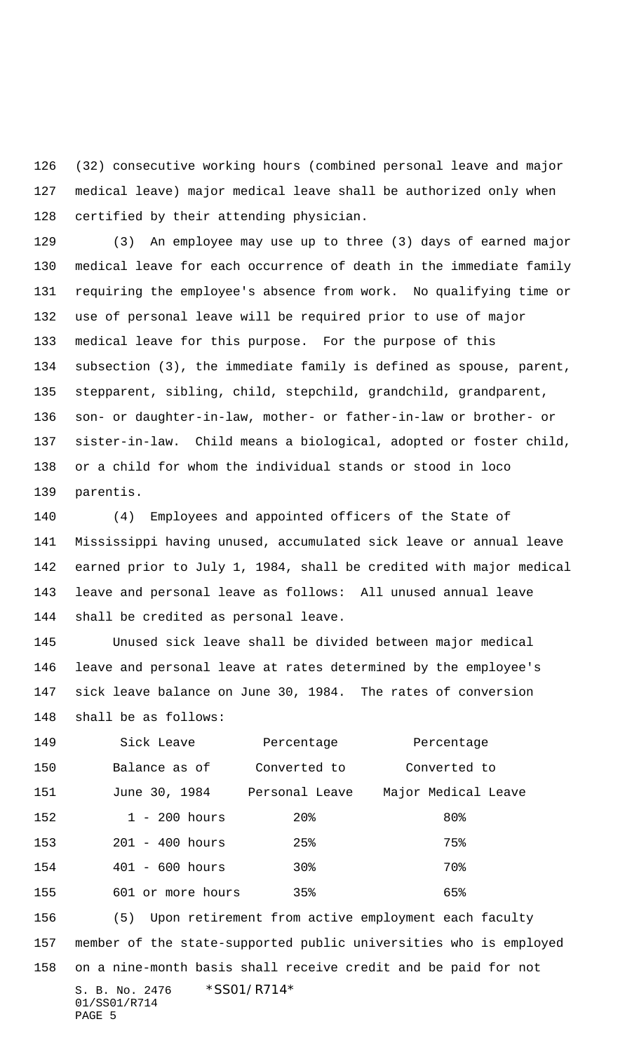(32) consecutive working hours (combined personal leave and major medical leave) major medical leave shall be authorized only when certified by their attending physician.

(3) An employee may use up to three (3) days of earned major medical leave for each occurrence of death in the immediate family requiring the employee's absence from work. No qualifying time or use of personal leave will be required prior to use of major medical leave for this purpose. For the purpose of this subsection (3), the immediate family is defined as spouse, parent, stepparent, sibling, child, stepchild, grandchild, grandparent, son- or daughter-in-law, mother- or father-in-law or brother- or sister-in-law. Child means a biological, adopted or foster child, or a child for whom the individual stands or stood in loco parentis.

(4) Employees and appointed officers of the State of Mississippi having unused, accumulated sick leave or annual leave earned prior to July 1, 1984, shall be credited with major medical leave and personal leave as follows: All unused annual leave shall be credited as personal leave.

Unused sick leave shall be divided between major medical leave and personal leave at rates determined by the employee's sick leave balance on June 30, 1984. The rates of conversion shall be as follows:

| Sick Leave Balance as of June 30, 1984 | Percentage Converted to Personal Leave | Percentage Converted to Major Medical Leave |
|---|---|---|
| 1 - 200 hours | 20% | 80% |
| 201 - 400 hours | 25% | 75% |
| 401 - 600 hours | 30% | 70% |
| 601 or more hours | 35% | 65% |

(5) Upon retirement from active employment each faculty member of the state-supported public universities who is employed on a nine-month basis shall receive credit and be paid for not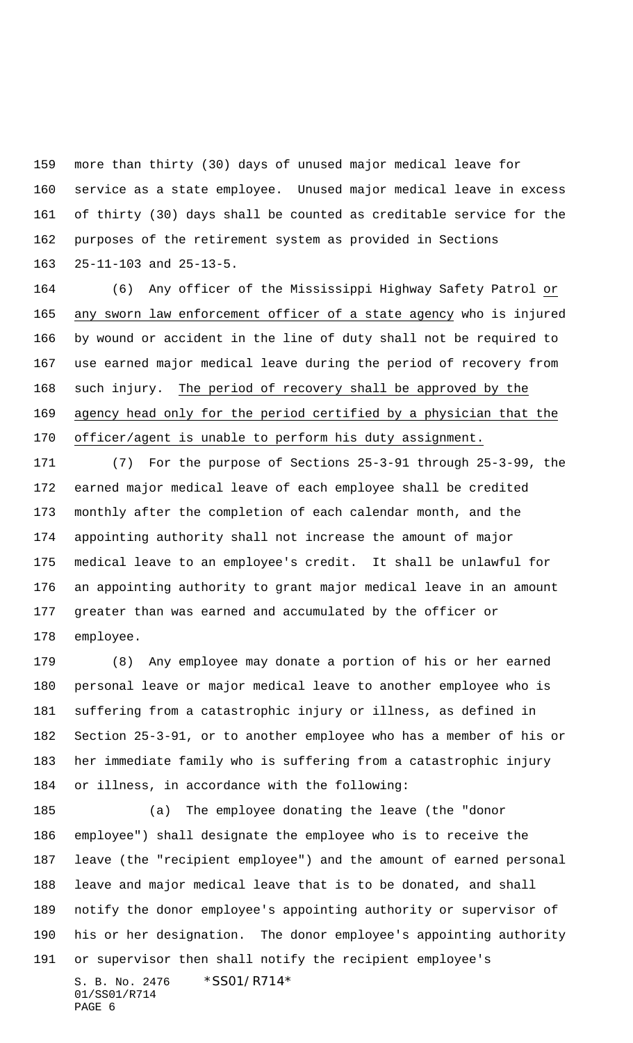more than thirty (30) days of unused major medical leave for service as a state employee. Unused major medical leave in excess of thirty (30) days shall be counted as creditable service for the purposes of the retirement system as provided in Sections 25-11-103 and 25-13-5.

(6) Any officer of the Mississippi Highway Safety Patrol <u>or any sworn law enforcement officer of a state agency</u> who is injured by wound or accident in the line of duty shall not be required to use earned major medical leave during the period of recovery from such injury. <u>The period of recovery shall be approved by the agency head only for the period certified by a physician that the officer/agent is unable to perform his duty assignment.</u>

(7) For the purpose of Sections 25-3-91 through 25-3-99, the earned major medical leave of each employee shall be credited monthly after the completion of each calendar month, and the appointing authority shall not increase the amount of major medical leave to an employee's credit. It shall be unlawful for an appointing authority to grant major medical leave in an amount greater than was earned and accumulated by the officer or employee.

(8) Any employee may donate a portion of his or her earned personal leave or major medical leave to another employee who is suffering from a catastrophic injury or illness, as defined in Section 25-3-91, or to another employee who has a member of his or her immediate family who is suffering from a catastrophic injury or illness, in accordance with the following:

(a) The employee donating the leave (the "donor employee") shall designate the employee who is to receive the leave (the "recipient employee") and the amount of earned personal leave and major medical leave that is to be donated, and shall notify the donor employee's appointing authority or supervisor of his or her designation. The donor employee's appointing authority or supervisor then shall notify the recipient employee's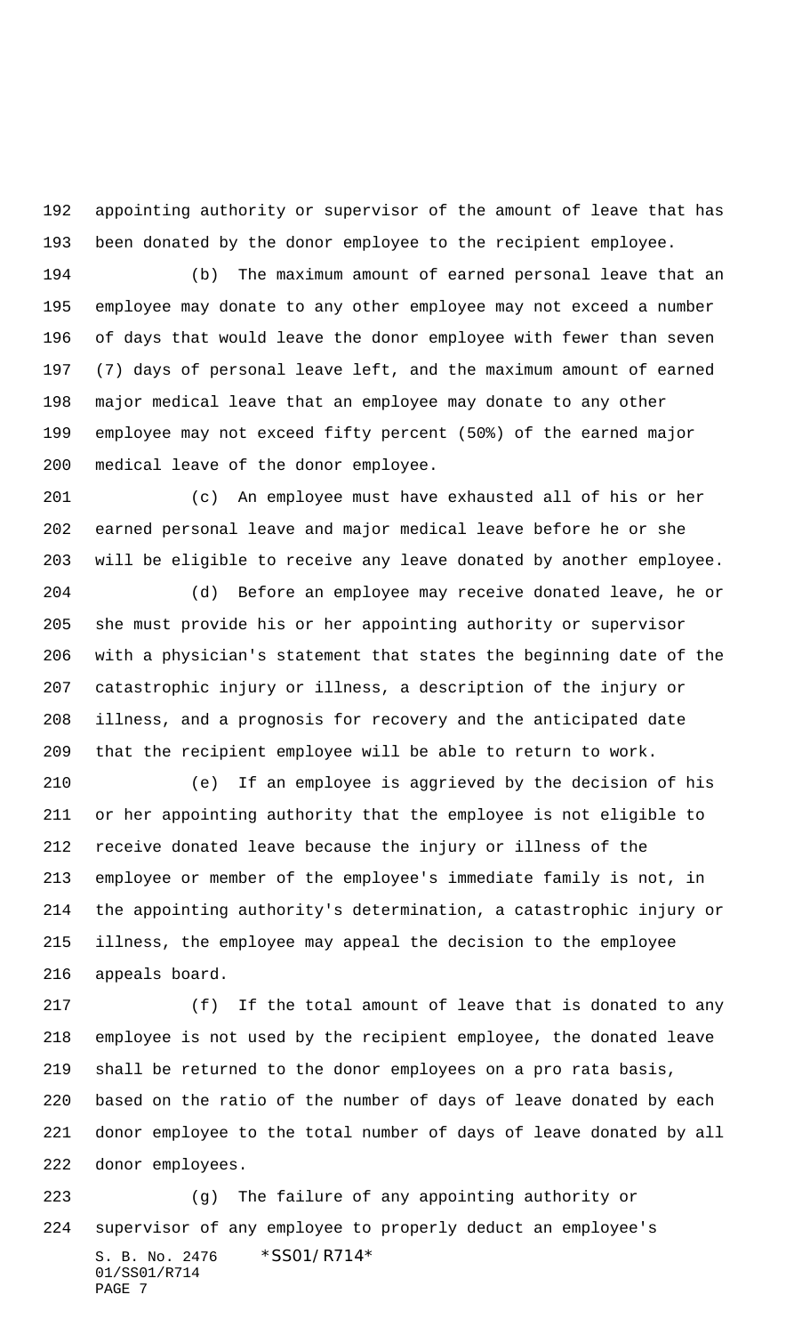appointing authority or supervisor of the amount of leave that has been donated by the donor employee to the recipient employee.

(b) The maximum amount of earned personal leave that an employee may donate to any other employee may not exceed a number of days that would leave the donor employee with fewer than seven (7) days of personal leave left, and the maximum amount of earned major medical leave that an employee may donate to any other employee may not exceed fifty percent (50%) of the earned major medical leave of the donor employee.

(c) An employee must have exhausted all of his or her earned personal leave and major medical leave before he or she will be eligible to receive any leave donated by another employee.

(d) Before an employee may receive donated leave, he or she must provide his or her appointing authority or supervisor with a physician's statement that states the beginning date of the catastrophic injury or illness, a description of the injury or illness, and a prognosis for recovery and the anticipated date that the recipient employee will be able to return to work.

(e) If an employee is aggrieved by the decision of his or her appointing authority that the employee is not eligible to receive donated leave because the injury or illness of the employee or member of the employee's immediate family is not, in the appointing authority's determination, a catastrophic injury or illness, the employee may appeal the decision to the employee appeals board.

(f) If the total amount of leave that is donated to any employee is not used by the recipient employee, the donated leave shall be returned to the donor employees on a pro rata basis, based on the ratio of the number of days of leave donated by each donor employee to the total number of days of leave donated by all donor employees.

(g) The failure of any appointing authority or supervisor of any employee to properly deduct an employee's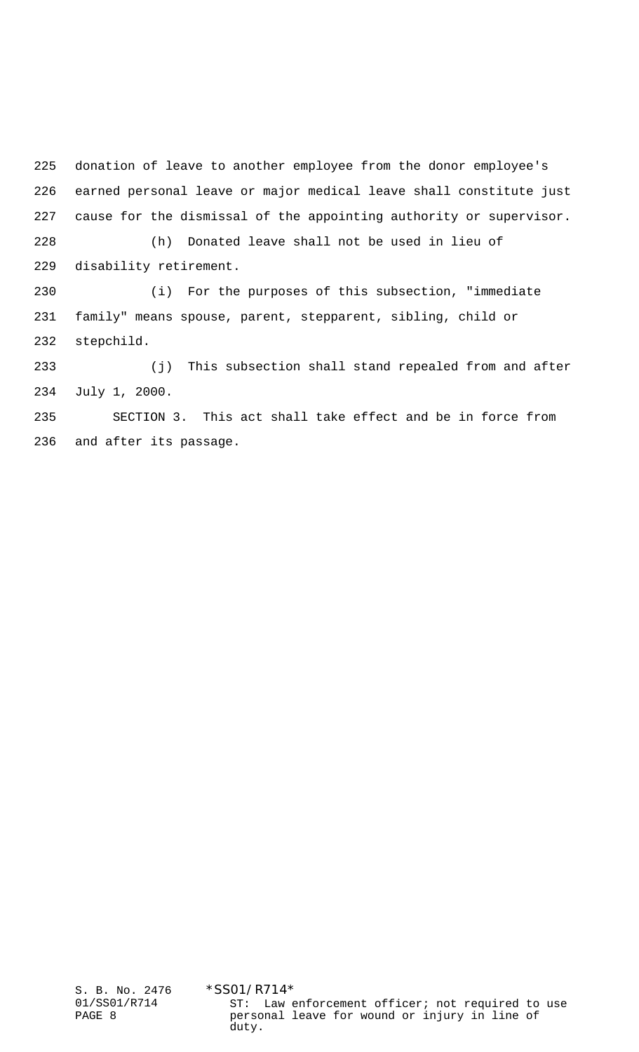donation of leave to another employee from the donor employee's earned personal leave or major medical leave shall constitute just cause for the dismissal of the appointing authority or supervisor.

(h) Donated leave shall not be used in lieu of disability retirement.

(i) For the purposes of this subsection, "immediate family" means spouse, parent, stepparent, sibling, child or stepchild.

(j) This subsection shall stand repealed from and after July 1, 2000.

SECTION 3. This act shall take effect and be in force from and after its passage.